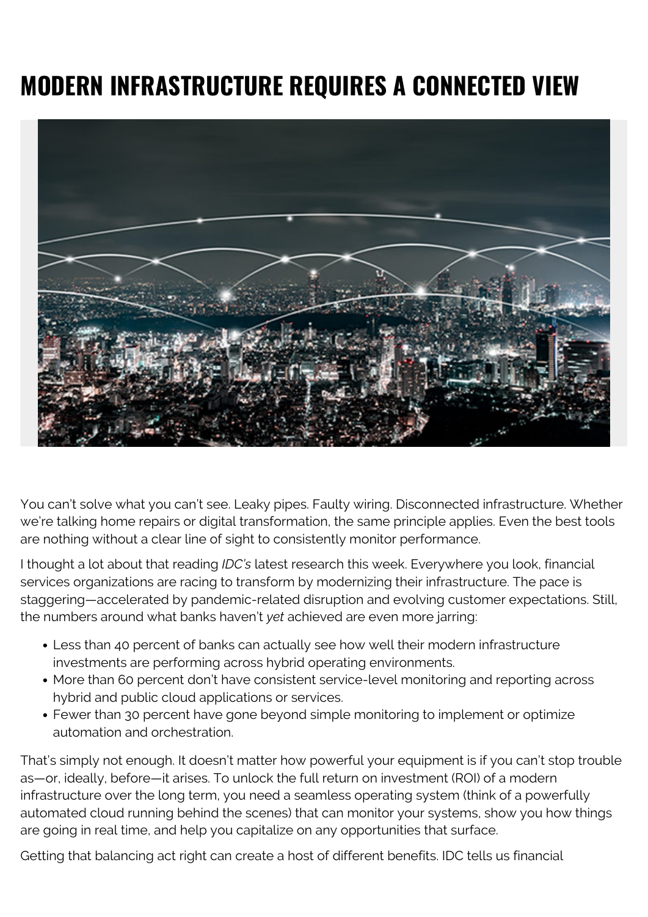# MODERN INFRASTRUCTURE REQUIRES A CONNECTED VIEW

You can't solve what you can't see. Leaky pipes. Faulty wiring. Disconnected infrastructure. Whether we're talking home repairs or digital transformation, the same principle applies. Even the best tools are nothing without a clear line of sight to consistently monitor performance.

I thought a lot about that reading *IDC's* latest research this week. Everywhere you look, financial services organizations are racing to transform by modernizing their infrastructure. The pace is staggering—accelerated by pandemic-related disruption and evolving customer expectations. Still, the numbers around what banks haven't *yet* achieved are even more jarring:

- Less than 40 percent of banks can actually see how well their modern infrastructure investments are performing across hybrid operating environments.
- More than 60 percent don't have consistent service-level monitoring and reporting across hybrid and public cloud applications or services.
- Fewer than 30 percent have gone beyond simple monitoring to implement or optimize automation and orchestration.

That's simply not enough. It doesn't matter how powerful your equipment is if you can't stop trouble as—or, ideally, before—it arises. To unlock the full return on investment (ROI) of a modern infrastructure over the long term, you need a seamless operating system (think of a powerfully automated cloud running behind the scenes) that can monitor your systems, show you how things are going in real time, and help you capitalize on any opportunities that surface.

Getting that balancing act right can create a host of different benefits. IDC tells us financial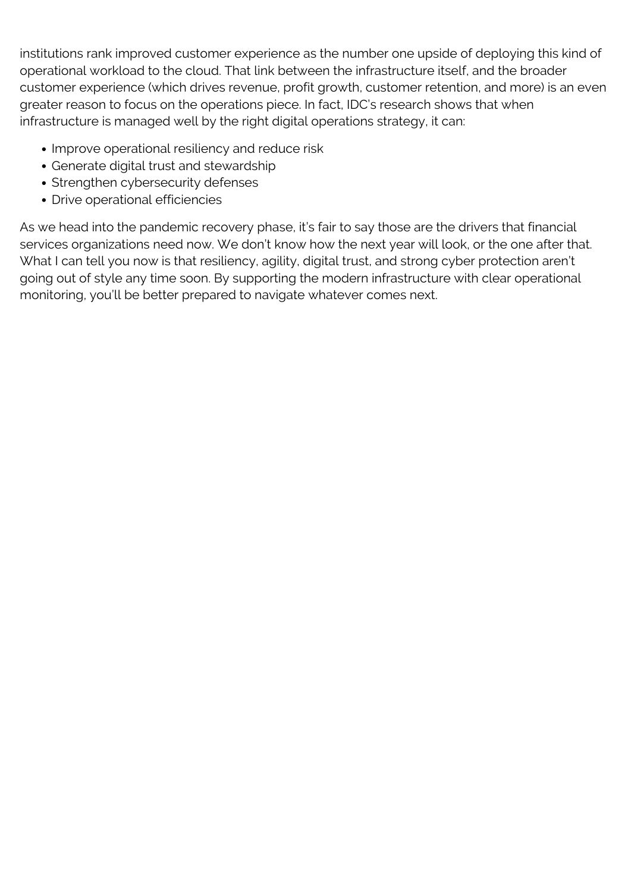institutions rank improved customer experience as the number one upside of deploying this kind of operational workload to the cloud. That link between the infrastructure itself, and the broader customer experience (which drives revenue, profit growth, customer retention, and more) is an even greater reason to focus on the operations piece. In fact, IDC's research shows that when infrastructure is managed well by the right digital operations strategy, it can:

- Improve operational resiliency and reduce risk
- Generate digital trust and stewardship
- Strengthen cybersecurity defenses
- Drive operational efficiencies

As we head into the pandemic recovery phase, it's fair to say those are the drivers that financial services organizations need now. We don't know how the next year will look, or the one after that. What I can tell you now is that resiliency, agility, digital trust, and strong cyber protection aren't going out of style any time soon. By supporting the modern infrastructure with clear operational monitoring, you'll be better prepared to navigate whatever comes next.